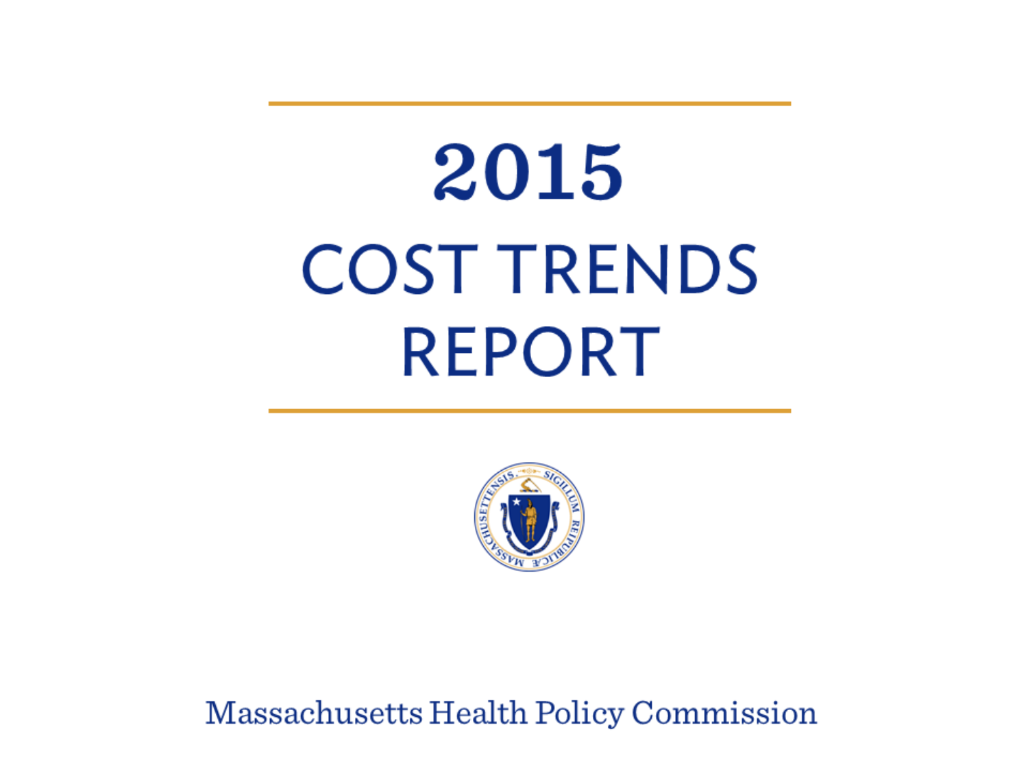# 2015

# COST TRENDS REPORT

Massachusetts Health Policy Commission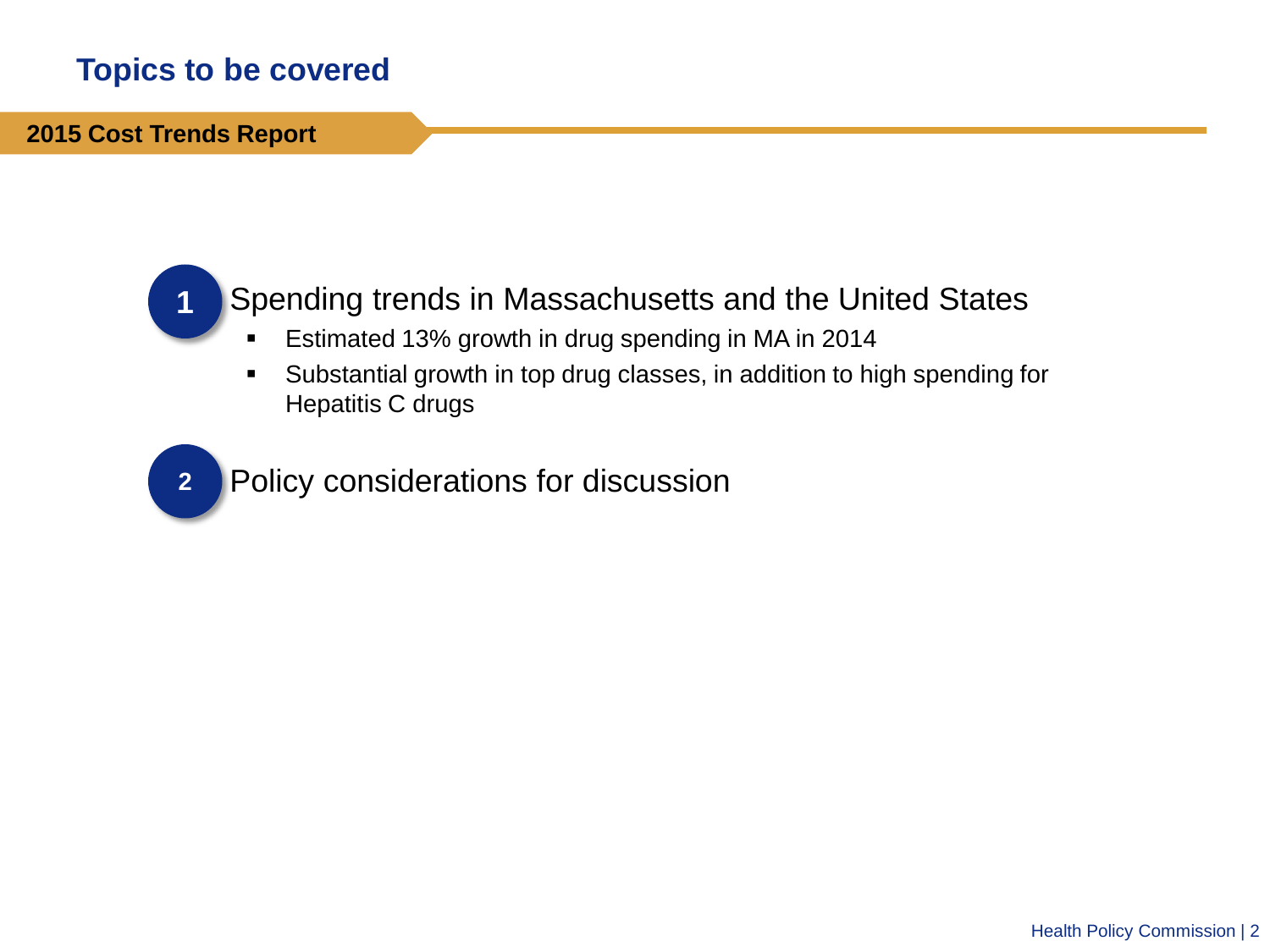# Topics to be covered

**2015 Cost Trends Report**

1. Spending trends in Massachusetts and the United States
   - Estimated 13% growth in drug spending in MA in 2014
   - Substantial growth in top drug classes, in addition to high spending for Hepatitis C drugs

2. Policy considerations for discussion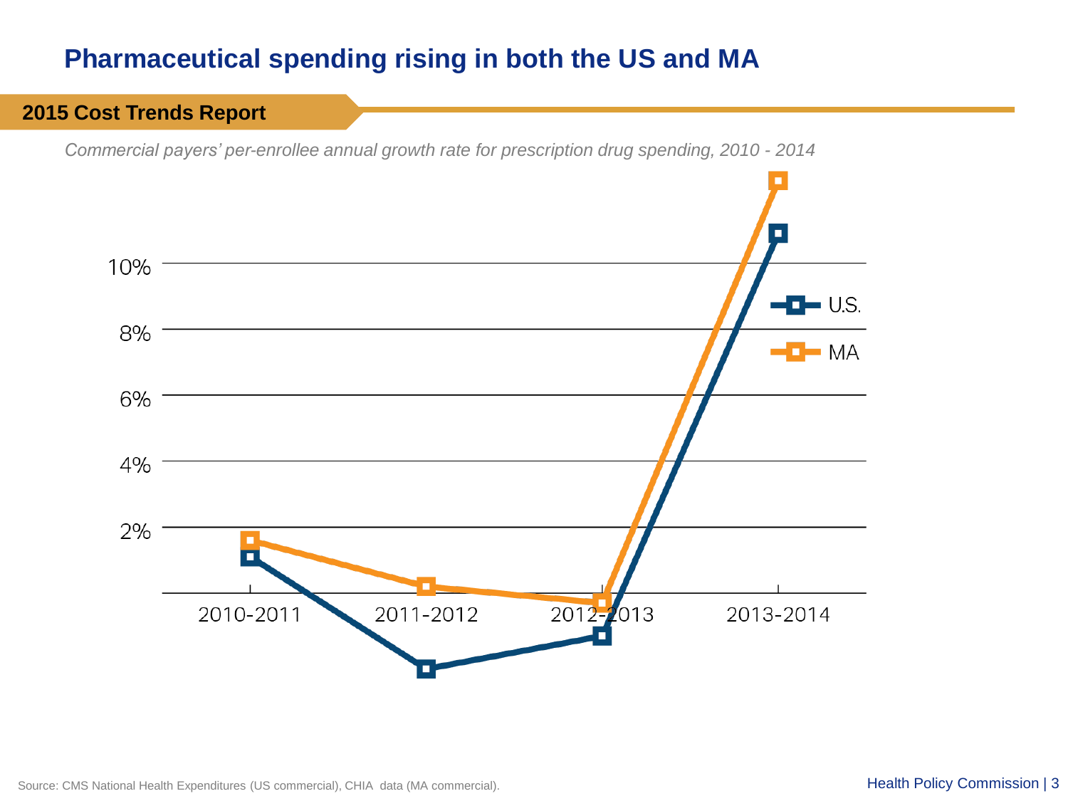# Pharmaceutical spending rising in both the US and MA

**2015 Cost Trends Report**

*Commercial payers' per-enrollee annual growth rate for prescription drug spending, 2010 - 2014*

10%

8%

6%

4%

2%

2010-2011 2011-2012 2012-2013 2013-2014

U.S.

MA

Source: CMS National Health Expenditures (US commercial), CHIA data (MA commercial).

Health Policy Commission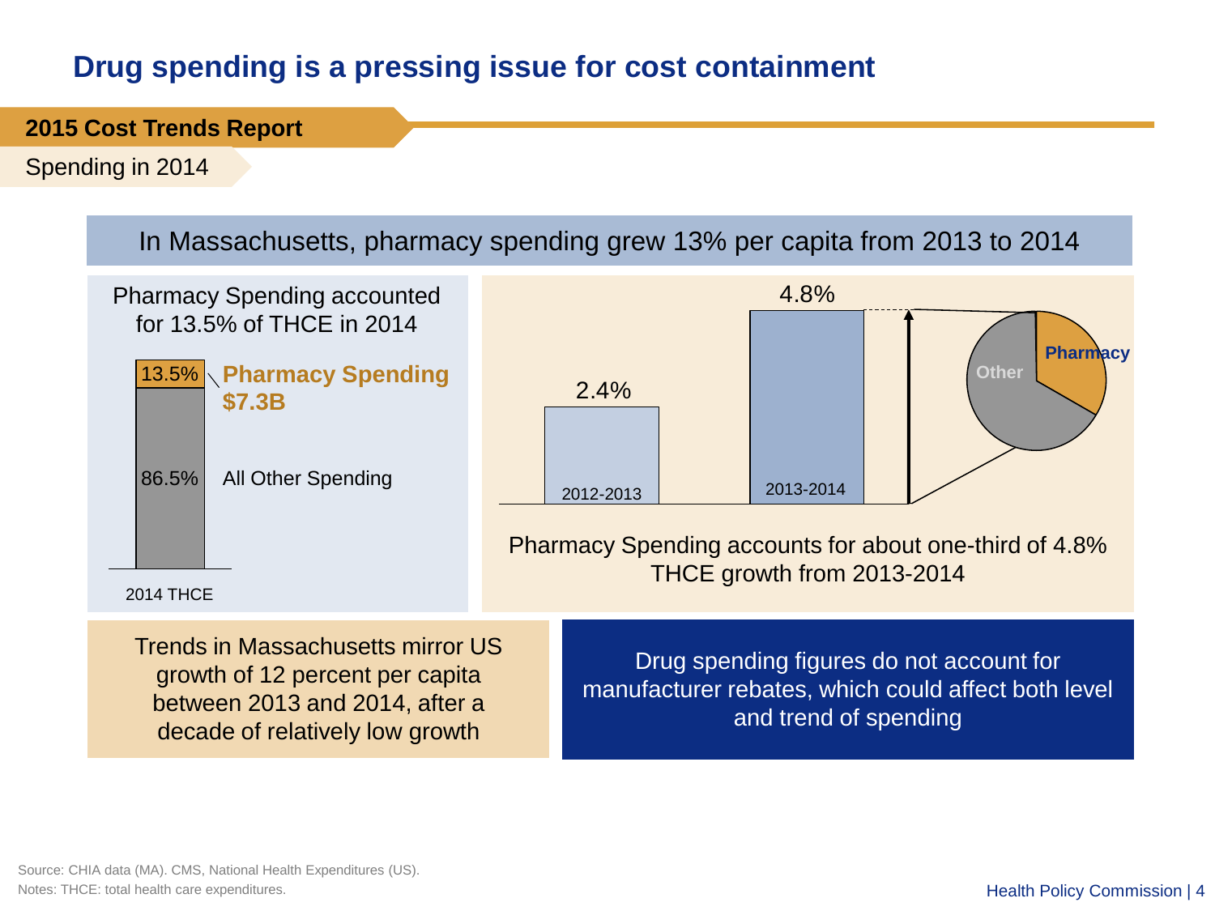# Drug spending is a pressing issue for cost containment

**2015 Cost Trends Report**

Spending in 2014

## In Massachusetts, pharmacy spending grew 13% per capita from 2013 to 2014

Pharmacy Spending accounted for 13.5% of THCE in 2014

| 2014 THCE | Share |
|---|---|
| **Pharmacy Spending $7.3B** | 13.5% |
| All Other Spending | 86.5% |

| Period | THCE growth |
|---|---|
| 2012-2013 | 2.4% |
| 2013-2014 | 4.8% |

Pharmacy / Other

Pharmacy Spending accounts for about one-third of 4.8% THCE growth from 2013-2014

Trends in Massachusetts mirror US growth of 12 percent per capita between 2013 and 2014, after a decade of relatively low growth

Drug spending figures do not account for manufacturer rebates, which could affect both level and trend of spending

Source: CHIA data (MA). CMS, National Health Expenditures (US).
Notes: THCE: total health care expenditures.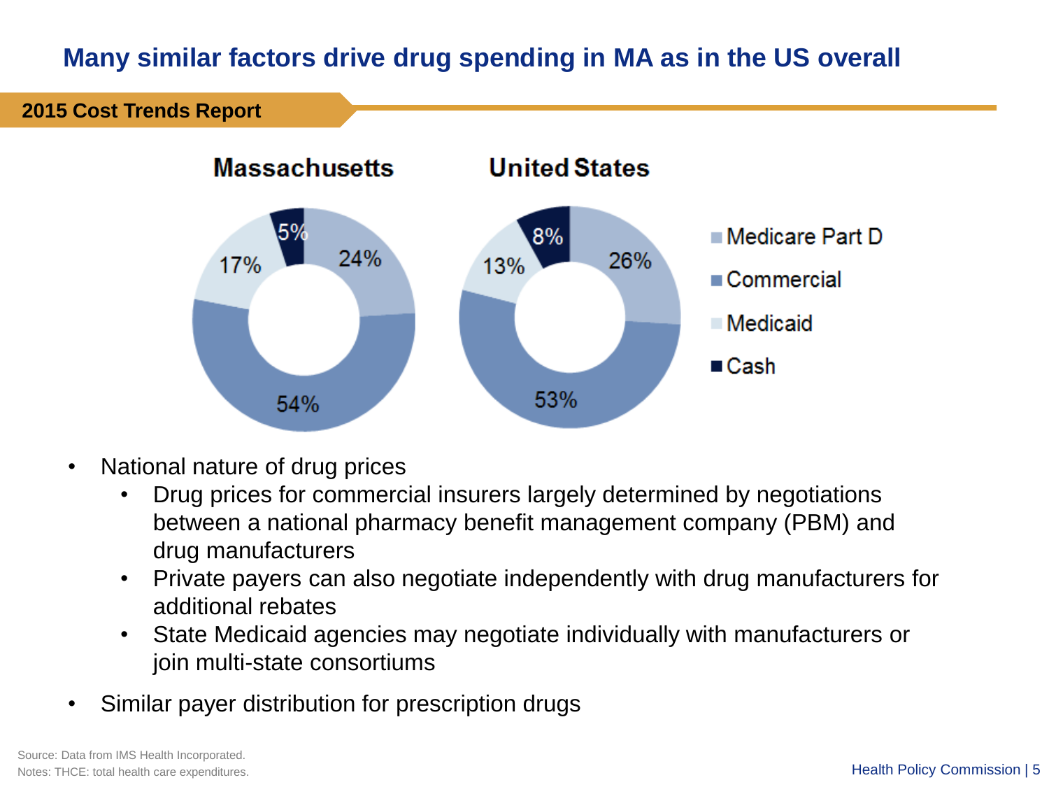# Many similar factors drive drug spending in MA as in the US overall

**2015 Cost Trends Report**

| | Massachusetts | United States |
|---|---|---|
| Medicare Part D | 24% | 26% |
| Commercial | 54% | 53% |
| Medicaid | 17% | 13% |
| Cash | 5% | 8% |

- National nature of drug prices
  - Drug prices for commercial insurers largely determined by negotiations between a national pharmacy benefit management company (PBM) and drug manufacturers
  - Private payers can also negotiate independently with drug manufacturers for additional rebates
  - State Medicaid agencies may negotiate individually with manufacturers or join multi-state consortiums
- Similar payer distribution for prescription drugs

Source: Data from IMS Health Incorporated.
Notes: THCE: total health care expenditures.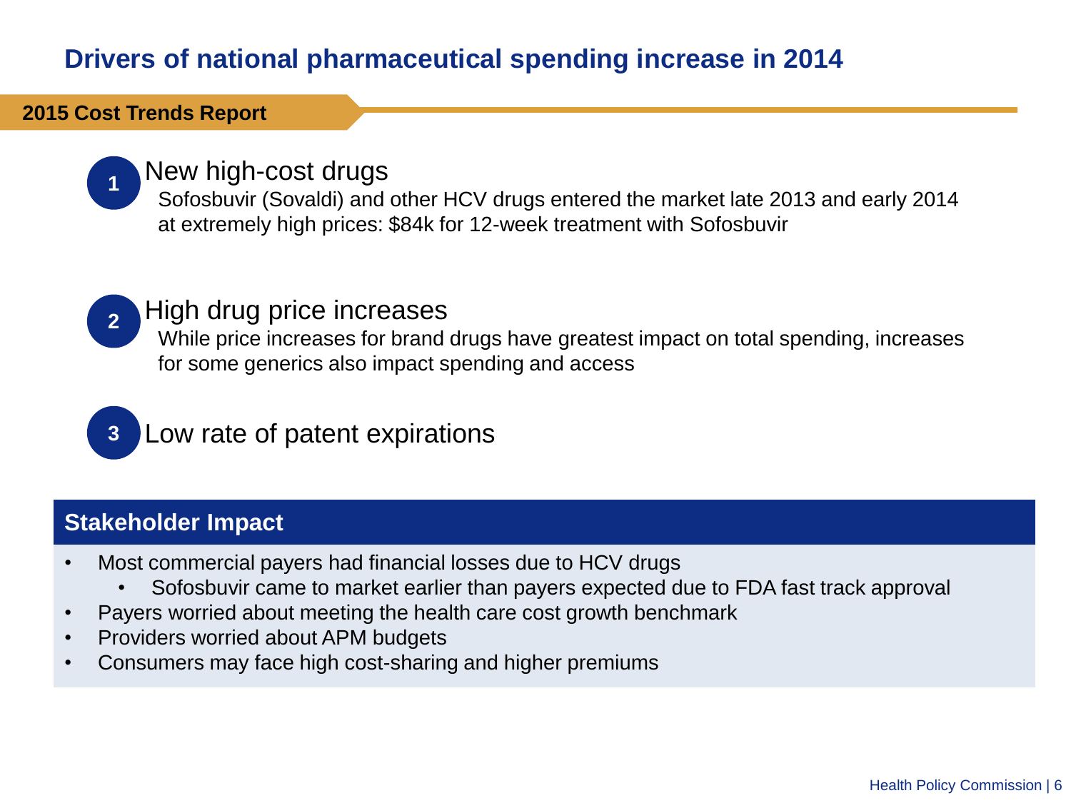# Drivers of national pharmaceutical spending increase in 2014

**2015 Cost Trends Report**

1. **New high-cost drugs**
   Sofosbuvir (Sovaldi) and other HCV drugs entered the market late 2013 and early 2014 at extremely high prices: $84k for 12-week treatment with Sofosbuvir

2. **High drug price increases**
   While price increases for brand drugs have greatest impact on total spending, increases for some generics also impact spending and access

3. **Low rate of patent expirations**

## Stakeholder Impact

- Most commercial payers had financial losses due to HCV drugs
  - Sofosbuvir came to market earlier than payers expected due to FDA fast track approval
- Payers worried about meeting the health care cost growth benchmark
- Providers worried about APM budgets
- Consumers may face high cost-sharing and higher premiums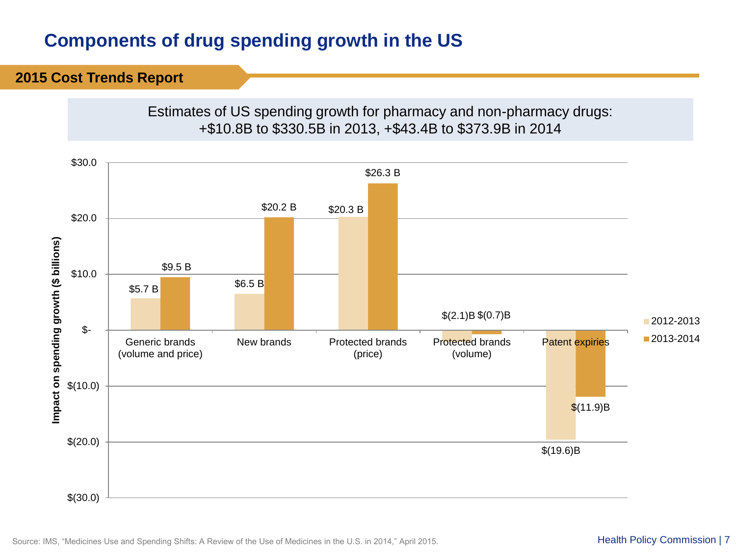# Components of drug spending growth in the US

## 2015 Cost Trends Report

Estimates of US spending growth for pharmacy and non-pharmacy drugs: +$10.8B to $330.5B in 2013, +$43.4B to $373.9B in 2014

Impact on spending growth ($ billions)

| Component | 2012-2013 | 2013-2014 |
|---|---|---|
| Generic brands (volume and price) | $5.7 B | $9.5 B |
| New brands | $6.5 B | $20.2 B |
| Protected brands (price) | $20.3 B | $26.3 B |
| Protected brands (volume) | $(2.1)B | $(0.7)B |
| Patent expiries | $(19.6)B | $(11.9)B |

Source: IMS, "Medicines Use and Spending Shifts: A Review of the Use of Medicines in the U.S. in 2014," April 2015.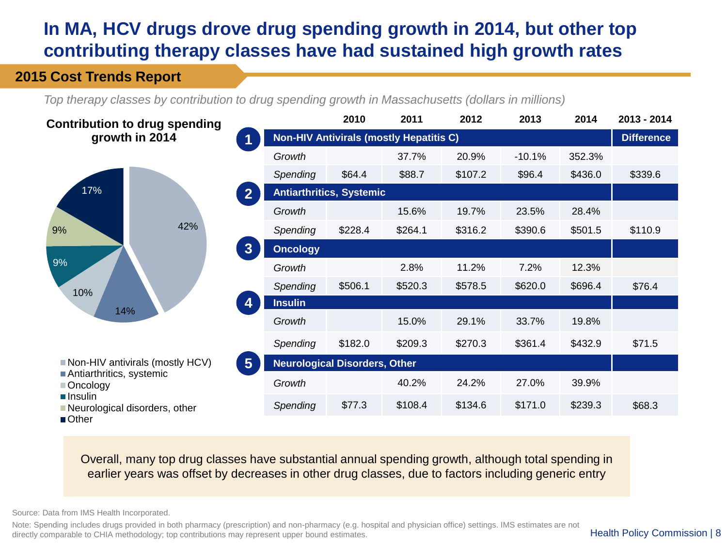# In MA, HCV drugs drove drug spending growth in 2014, but other top contributing therapy classes have had sustained high growth rates

## 2015 Cost Trends Report

*Top therapy classes by contribution to drug spending growth in Massachusetts (dollars in millions)*

**Contribution to drug spending growth in 2014**

- Non-HIV antivirals (mostly HCV): 42%
- Antiarthritics, systemic: 14%
- Oncology: 10%
- Insulin: 9%
- Neurological disorders, other: 9%
- Other: 17%

| | | 2010 | 2011 | 2012 | 2013 | 2014 | 2013 - 2014 |
|---|---|---|---|---|---|---|---|
| **1** | **Non-HIV Antivirals (mostly Hepatitis C)** | | | | | | **Difference** |
| | *Growth* | | 37.7% | 20.9% | -10.1% | 352.3% | |
| | *Spending* | $64.4 | $88.7 | $107.2 | $96.4 | $436.0 | $339.6 |
| **2** | **Antiarthritics, Systemic** | | | | | | |
| | *Growth* | | 15.6% | 19.7% | 23.5% | 28.4% | |
| | *Spending* | $228.4 | $264.1 | $316.2 | $390.6 | $501.5 | $110.9 |
| **3** | **Oncology** | | | | | | |
| | *Growth* | | 2.8% | 11.2% | 7.2% | 12.3% | |
| | *Spending* | $506.1 | $520.3 | $578.5 | $620.0 | $696.4 | $76.4 |
| **4** | **Insulin** | | | | | | |
| | *Growth* | | 15.0% | 29.1% | 33.7% | 19.8% | |
| | *Spending* | $182.0 | $209.3 | $270.3 | $361.4 | $432.9 | $71.5 |
| **5** | **Neurological Disorders, Other** | | | | | | |
| | *Growth* | | 40.2% | 24.2% | 27.0% | 39.9% | |
| | *Spending* | $77.3 | $108.4 | $134.6 | $171.0 | $239.3 | $68.3 |

Overall, many top drug classes have substantial annual spending growth, although total spending in earlier years was offset by decreases in other drug classes, due to factors including generic entry

Source: Data from IMS Health Incorporated.

Note: Spending includes drugs provided in both pharmacy (prescription) and non-pharmacy (e.g. hospital and physician office) settings. IMS estimates are not directly comparable to CHIA methodology; top contributions may represent upper bound estimates.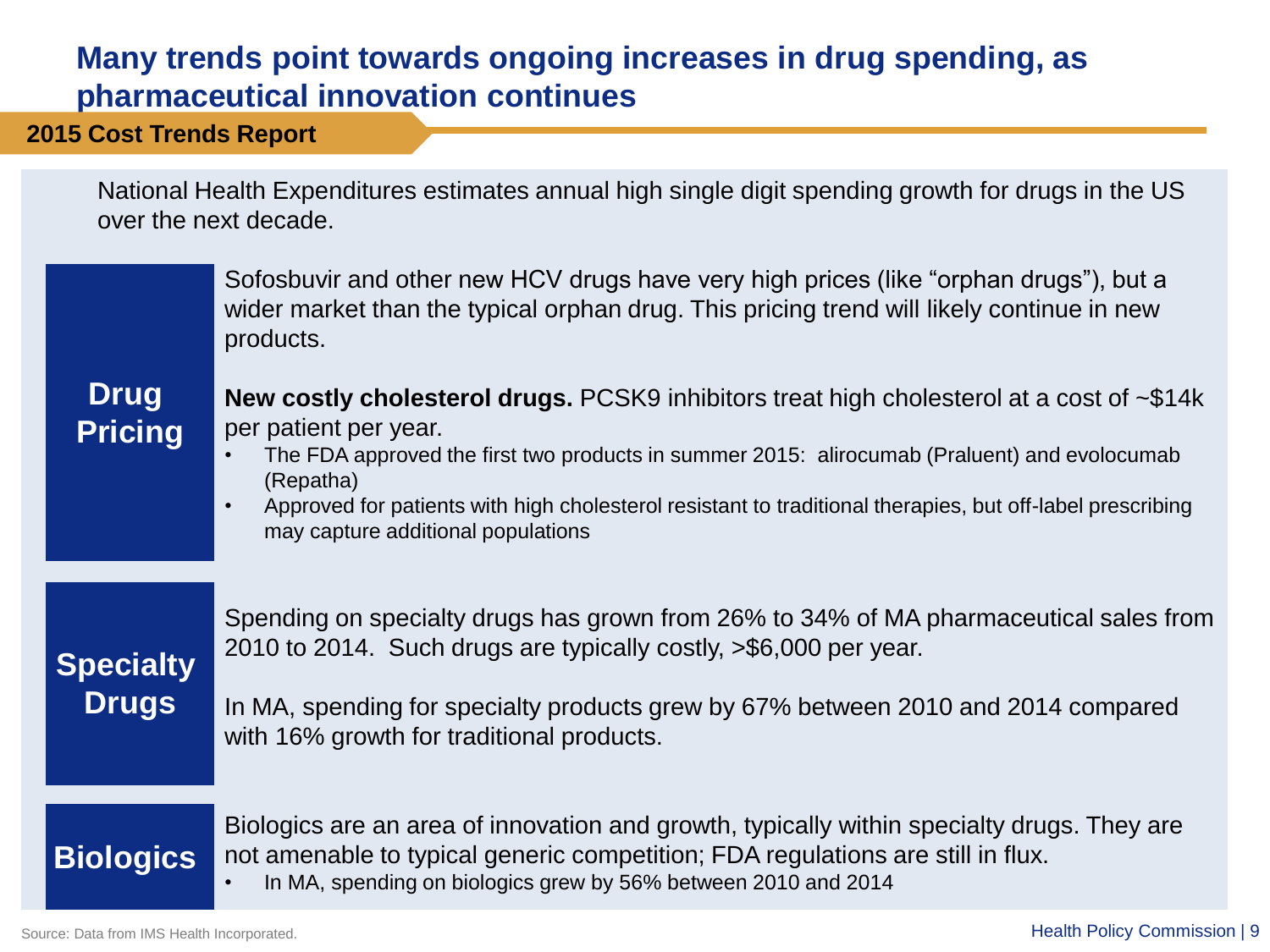# Many trends point towards ongoing increases in drug spending, as pharmaceutical innovation continues

**2015 Cost Trends Report**

National Health Expenditures estimates annual high single digit spending growth for drugs in the US over the next decade.

## Drug Pricing

Sofosbuvir and other new HCV drugs have very high prices (like “orphan drugs”), but a wider market than the typical orphan drug. This pricing trend will likely continue in new products.

**New costly cholesterol drugs.** PCSK9 inhibitors treat high cholesterol at a cost of ~$14k per patient per year.

- The FDA approved the first two products in summer 2015: alirocumab (Praluent) and evolocumab (Repatha)
- Approved for patients with high cholesterol resistant to traditional therapies, but off-label prescribing may capture additional populations

## Specialty Drugs

Spending on specialty drugs has grown from 26% to 34% of MA pharmaceutical sales from 2010 to 2014. Such drugs are typically costly, >$6,000 per year.

In MA, spending for specialty products grew by 67% between 2010 and 2014 compared with 16% growth for traditional products.

## Biologics

Biologics are an area of innovation and growth, typically within specialty drugs. They are not amenable to typical generic competition; FDA regulations are still in flux.

- In MA, spending on biologics grew by 56% between 2010 and 2014

Source: Data from IMS Health Incorporated.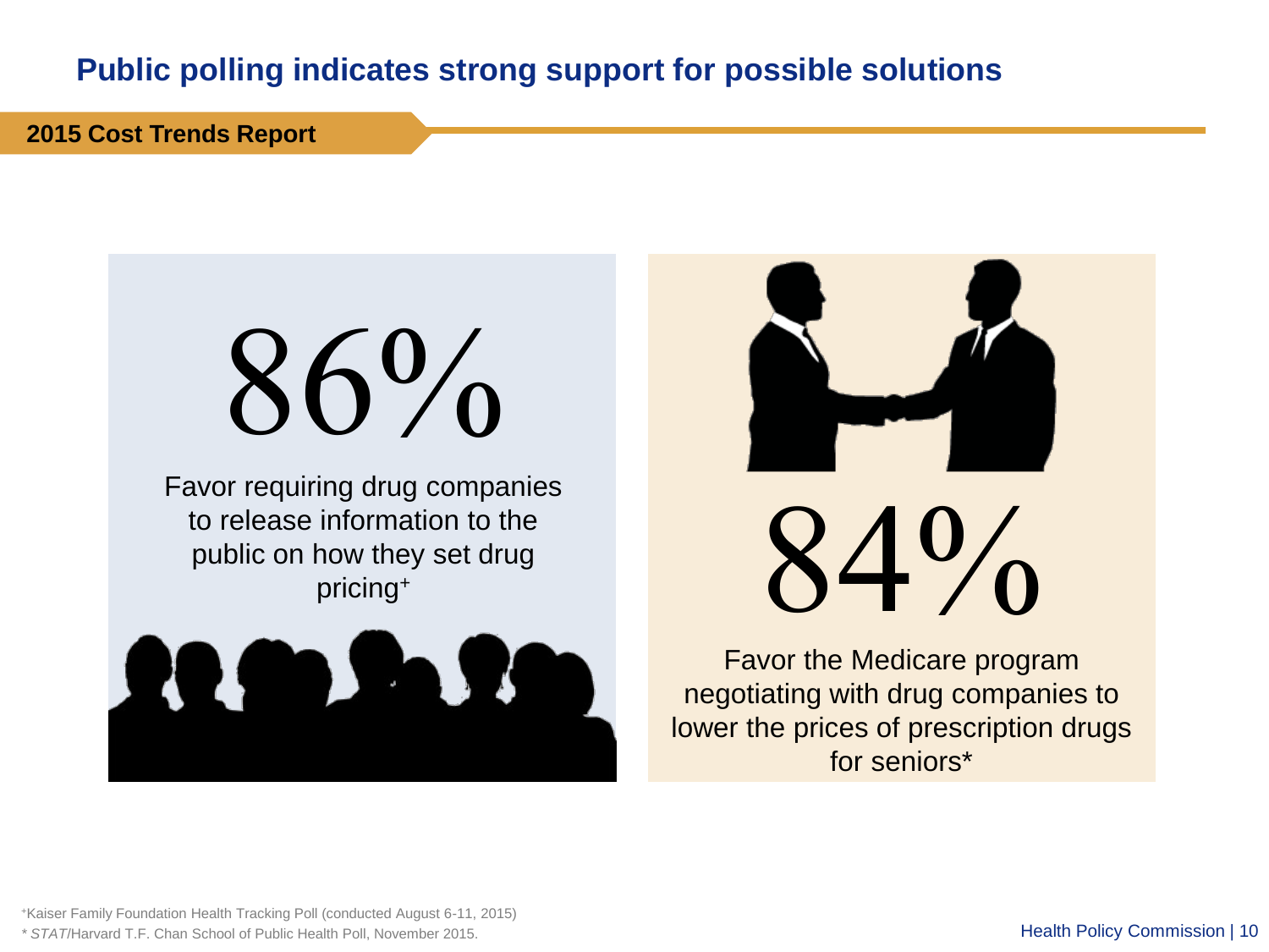# Public polling indicates strong support for possible solutions

**2015 Cost Trends Report**

86%

Favor requiring drug companies to release information to the public on how they set drug pricing+

84%

Favor the Medicare program negotiating with drug companies to lower the prices of prescription drugs for seniors*

+Kaiser Family Foundation Health Tracking Poll (conducted August 6-11, 2015)

* *STAT*/Harvard T.F. Chan School of Public Health Poll, November 2015.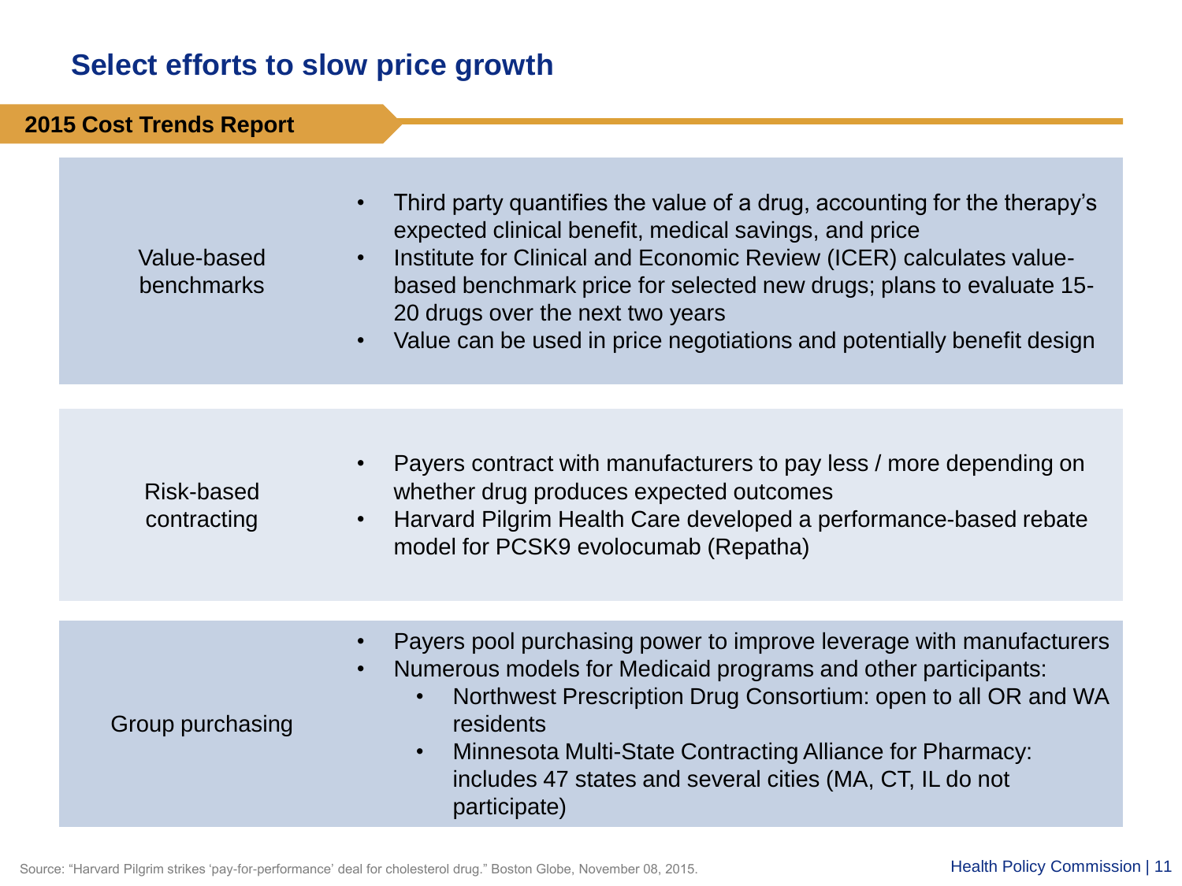# Select efforts to slow price growth

**2015 Cost Trends Report**

| | |
|---|---|
| Value-based benchmarks | • Third party quantifies the value of a drug, accounting for the therapy's expected clinical benefit, medical savings, and price<br>• Institute for Clinical and Economic Review (ICER) calculates value-based benchmark price for selected new drugs; plans to evaluate 15-20 drugs over the next two years<br>• Value can be used in price negotiations and potentially benefit design |
| Risk-based contracting | • Payers contract with manufacturers to pay less / more depending on whether drug produces expected outcomes<br>• Harvard Pilgrim Health Care developed a performance-based rebate model for PCSK9 evolocumab (Repatha) |
| Group purchasing | • Payers pool purchasing power to improve leverage with manufacturers<br>• Numerous models for Medicaid programs and other participants:<br>  • Northwest Prescription Drug Consortium: open to all OR and WA residents<br>  • Minnesota Multi-State Contracting Alliance for Pharmacy: includes 47 states and several cities (MA, CT, IL do not participate) |

Source: "Harvard Pilgrim strikes 'pay-for-performance' deal for cholesterol drug." Boston Globe, November 08, 2015.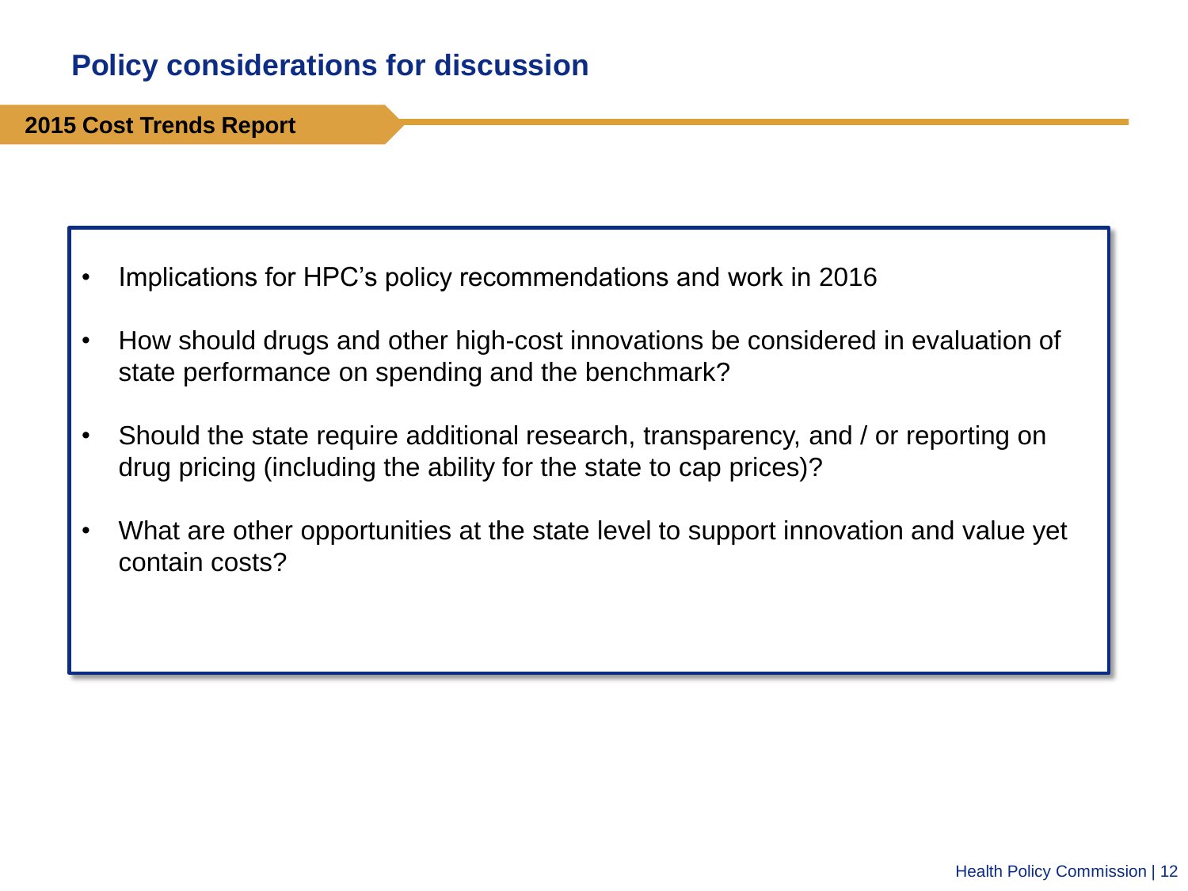# Policy considerations for discussion

**2015 Cost Trends Report**

- Implications for HPC's policy recommendations and work in 2016
- How should drugs and other high-cost innovations be considered in evaluation of state performance on spending and the benchmark?
- Should the state require additional research, transparency, and / or reporting on drug pricing (including the ability for the state to cap prices)?
- What are other opportunities at the state level to support innovation and value yet contain costs?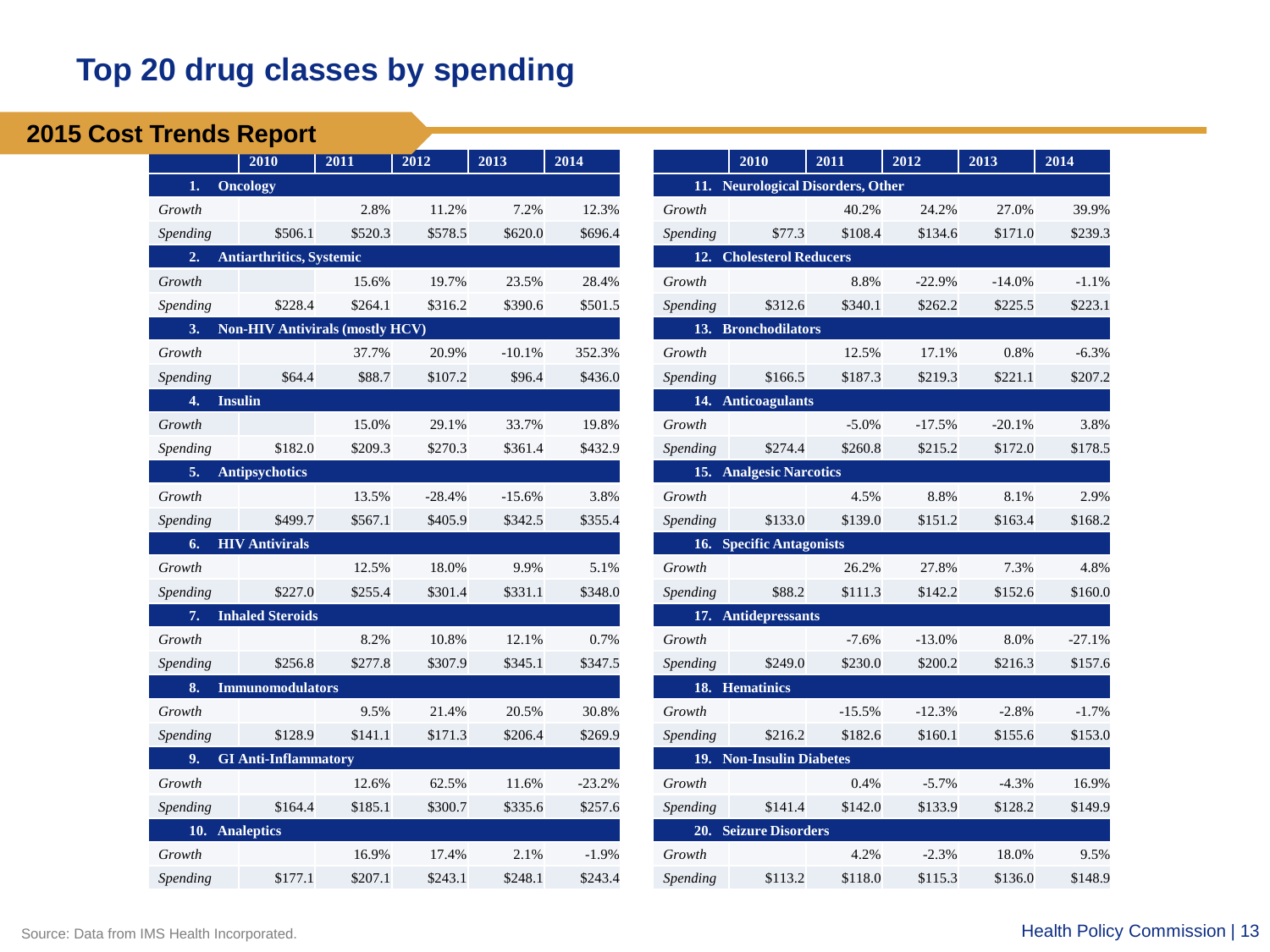# Top 20 drug classes by spending

## 2015 Cost Trends Report

| | 2010 | 2011 | 2012 | 2013 | 2014 |
|---|---|---|---|---|---|
| **1. Oncology** | | | | | |
| *Growth* | | 2.8% | 11.2% | 7.2% | 12.3% |
| *Spending* | $506.1 | $520.3 | $578.5 | $620.0 | $696.4 |
| **2. Antiarthritics, Systemic** | | | | | |
| *Growth* | | 15.6% | 19.7% | 23.5% | 28.4% |
| *Spending* | $228.4 | $264.1 | $316.2 | $390.6 | $501.5 |
| **3. Non-HIV Antivirals (mostly HCV)** | | | | | |
| *Growth* | | 37.7% | 20.9% | -10.1% | 352.3% |
| *Spending* | $64.4 | $88.7 | $107.2 | $96.4 | $436.0 |
| **4. Insulin** | | | | | |
| *Growth* | | 15.0% | 29.1% | 33.7% | 19.8% |
| *Spending* | $182.0 | $209.3 | $270.3 | $361.4 | $432.9 |
| **5. Antipsychotics** | | | | | |
| *Growth* | | 13.5% | -28.4% | -15.6% | 3.8% |
| *Spending* | $499.7 | $567.1 | $405.9 | $342.5 | $355.4 |
| **6. HIV Antivirals** | | | | | |
| *Growth* | | 12.5% | 18.0% | 9.9% | 5.1% |
| *Spending* | $227.0 | $255.4 | $301.4 | $331.1 | $348.0 |
| **7. Inhaled Steroids** | | | | | |
| *Growth* | | 8.2% | 10.8% | 12.1% | 0.7% |
| *Spending* | $256.8 | $277.8 | $307.9 | $345.1 | $347.5 |
| **8. Immunomodulators** | | | | | |
| *Growth* | | 9.5% | 21.4% | 20.5% | 30.8% |
| *Spending* | $128.9 | $141.1 | $171.3 | $206.4 | $269.9 |
| **9. GI Anti-Inflammatory** | | | | | |
| *Growth* | | 12.6% | 62.5% | 11.6% | -23.2% |
| *Spending* | $164.4 | $185.1 | $300.7 | $335.6 | $257.6 |
| **10. Analeptics** | | | | | |
| *Growth* | | 16.9% | 17.4% | 2.1% | -1.9% |
| *Spending* | $177.1 | $207.1 | $243.1 | $248.1 | $243.4 |

| | 2010 | 2011 | 2012 | 2013 | 2014 |
|---|---|---|---|---|---|
| **11. Neurological Disorders, Other** | | | | | |
| *Growth* | | 40.2% | 24.2% | 27.0% | 39.9% |
| *Spending* | $77.3 | $108.4 | $134.6 | $171.0 | $239.3 |
| **12. Cholesterol Reducers** | | | | | |
| *Growth* | | 8.8% | -22.9% | -14.0% | -1.1% |
| *Spending* | $312.6 | $340.1 | $262.2 | $225.5 | $223.1 |
| **13. Bronchodilators** | | | | | |
| *Growth* | | 12.5% | 17.1% | 0.8% | -6.3% |
| *Spending* | $166.5 | $187.3 | $219.3 | $221.1 | $207.2 |
| **14. Anticoagulants** | | | | | |
| *Growth* | | -5.0% | -17.5% | -20.1% | 3.8% |
| *Spending* | $274.4 | $260.8 | $215.2 | $172.0 | $178.5 |
| **15. Analgesic Narcotics** | | | | | |
| *Growth* | | 4.5% | 8.8% | 8.1% | 2.9% |
| *Spending* | $133.0 | $139.0 | $151.2 | $163.4 | $168.2 |
| **16. Specific Antagonists** | | | | | |
| *Growth* | | 26.2% | 27.8% | 7.3% | 4.8% |
| *Spending* | $88.2 | $111.3 | $142.2 | $152.6 | $160.0 |
| **17. Antidepressants** | | | | | |
| *Growth* | | -7.6% | -13.0% | 8.0% | -27.1% |
| *Spending* | $249.0 | $230.0 | $200.2 | $216.3 | $157.6 |
| **18. Hematinics** | | | | | |
| *Growth* | | -15.5% | -12.3% | -2.8% | -1.7% |
| *Spending* | $216.2 | $182.6 | $160.1 | $155.6 | $153.0 |
| **19. Non-Insulin Diabetes** | | | | | |
| *Growth* | | 0.4% | -5.7% | -4.3% | 16.9% |
| *Spending* | $141.4 | $142.0 | $133.9 | $128.2 | $149.9 |
| **20. Seizure Disorders** | | | | | |
| *Growth* | | 4.2% | -2.3% | 18.0% | 9.5% |
| *Spending* | $113.2 | $118.0 | $115.3 | $136.0 | $148.9 |

Source: Data from IMS Health Incorporated.